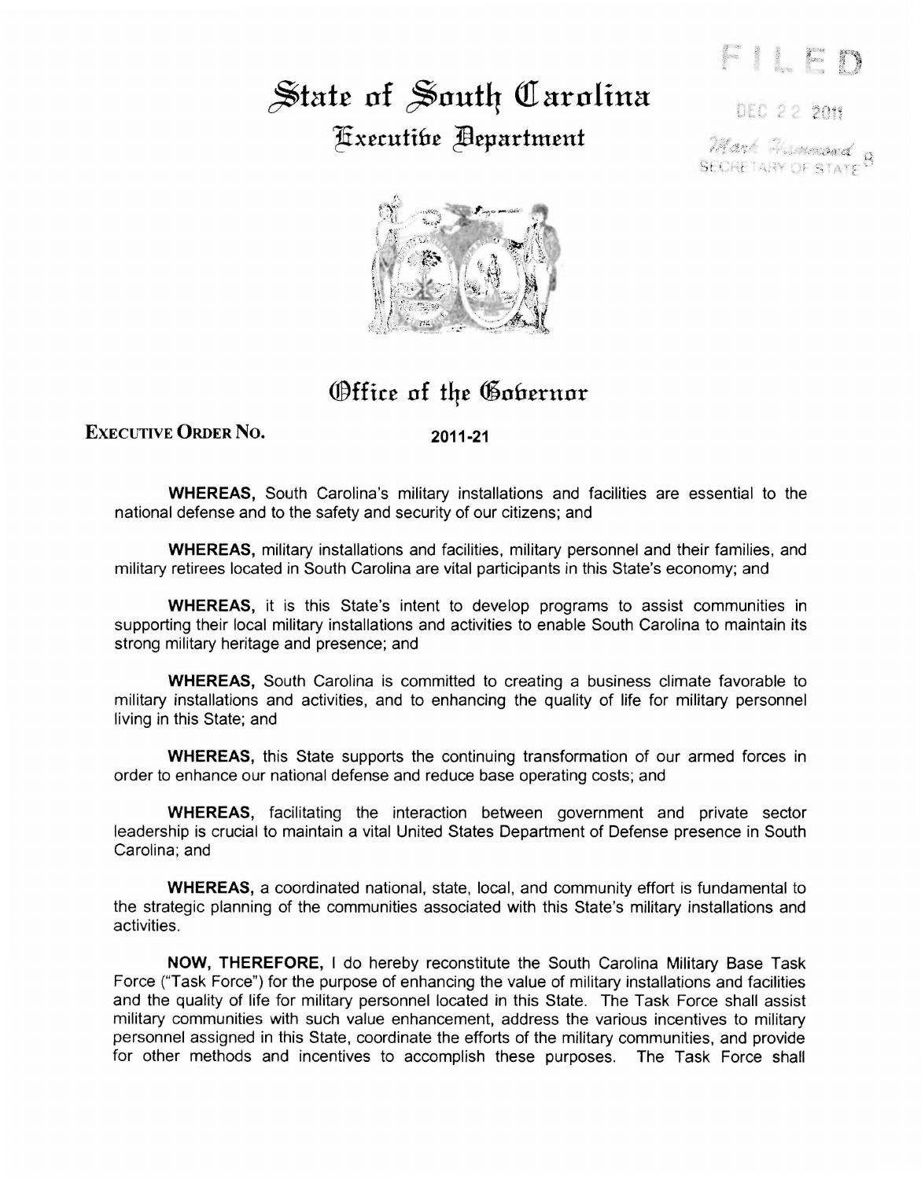# State of South Carolina

## Executive Department

FILED

DEC 22 2011

Mark Hammond
SECRETARY OF STATE

## Office of the Governor

**EXECUTIVE ORDER NO.** 2011-21

**WHEREAS,** South Carolina's military installations and facilities are essential to the national defense and to the safety and security of our citizens; and

**WHEREAS,** military installations and facilities, military personnel and their families, and military retirees located in South Carolina are vital participants in this State's economy; and

**WHEREAS,** it is this State's intent to develop programs to assist communities in supporting their local military installations and activities to enable South Carolina to maintain its strong military heritage and presence; and

**WHEREAS,** South Carolina is committed to creating a business climate favorable to military installations and activities, and to enhancing the quality of life for military personnel living in this State; and

**WHEREAS,** this State supports the continuing transformation of our armed forces in order to enhance our national defense and reduce base operating costs; and

**WHEREAS,** facilitating the interaction between government and private sector leadership is crucial to maintain a vital United States Department of Defense presence in South Carolina; and

**WHEREAS,** a coordinated national, state, local, and community effort is fundamental to the strategic planning of the communities associated with this State's military installations and activities.

**NOW, THEREFORE,** I do hereby reconstitute the South Carolina Military Base Task Force ("Task Force") for the purpose of enhancing the value of military installations and facilities and the quality of life for military personnel located in this State. The Task Force shall assist military communities with such value enhancement, address the various incentives to military personnel assigned in this State, coordinate the efforts of the military communities, and provide for other methods and incentives to accomplish these purposes. The Task Force shall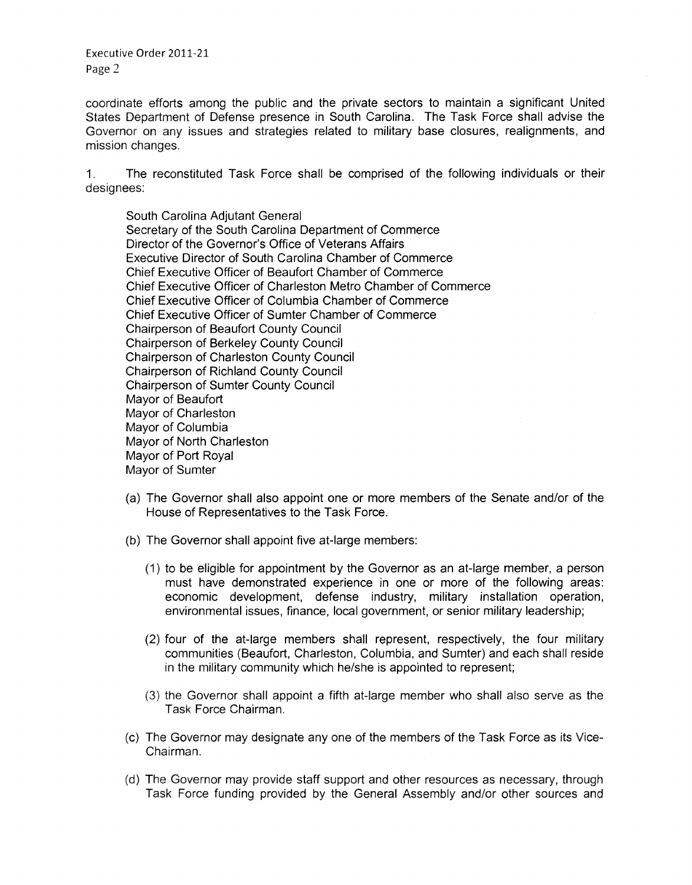coordinate efforts among the public and the private sectors to maintain a significant United States Department of Defense presence in South Carolina. The Task Force shall advise the Governor on any issues and strategies related to military base closures, realignments, and mission changes.

1. The reconstituted Task Force shall be comprised of the following individuals or their designees:

South Carolina Adjutant General
Secretary of the South Carolina Department of Commerce
Director of the Governor's Office of Veterans Affairs
Executive Director of South Carolina Chamber of Commerce
Chief Executive Officer of Beaufort Chamber of Commerce
Chief Executive Officer of Charleston Metro Chamber of Commerce
Chief Executive Officer of Columbia Chamber of Commerce
Chief Executive Officer of Sumter Chamber of Commerce
Chairperson of Beaufort County Council
Chairperson of Berkeley County Council
Chairperson of Charleston County Council
Chairperson of Richland County Council
Chairperson of Sumter County Council
Mayor of Beaufort
Mayor of Charleston
Mayor of Columbia
Mayor of North Charleston
Mayor of Port Royal
Mayor of Sumter

(a) The Governor shall also appoint one or more members of the Senate and/or of the House of Representatives to the Task Force.

(b) The Governor shall appoint five at-large members:

(1) to be eligible for appointment by the Governor as an at-large member, a person must have demonstrated experience in one or more of the following areas: economic development, defense industry, military installation operation, environmental issues, finance, local government, or senior military leadership;

(2) four of the at-large members shall represent, respectively, the four military communities (Beaufort, Charleston, Columbia, and Sumter) and each shall reside in the military community which he/she is appointed to represent;

(3) the Governor shall appoint a fifth at-large member who shall also serve as the Task Force Chairman.

(c) The Governor may designate any one of the members of the Task Force as its Vice-Chairman.

(d) The Governor may provide staff support and other resources as necessary, through Task Force funding provided by the General Assembly and/or other sources and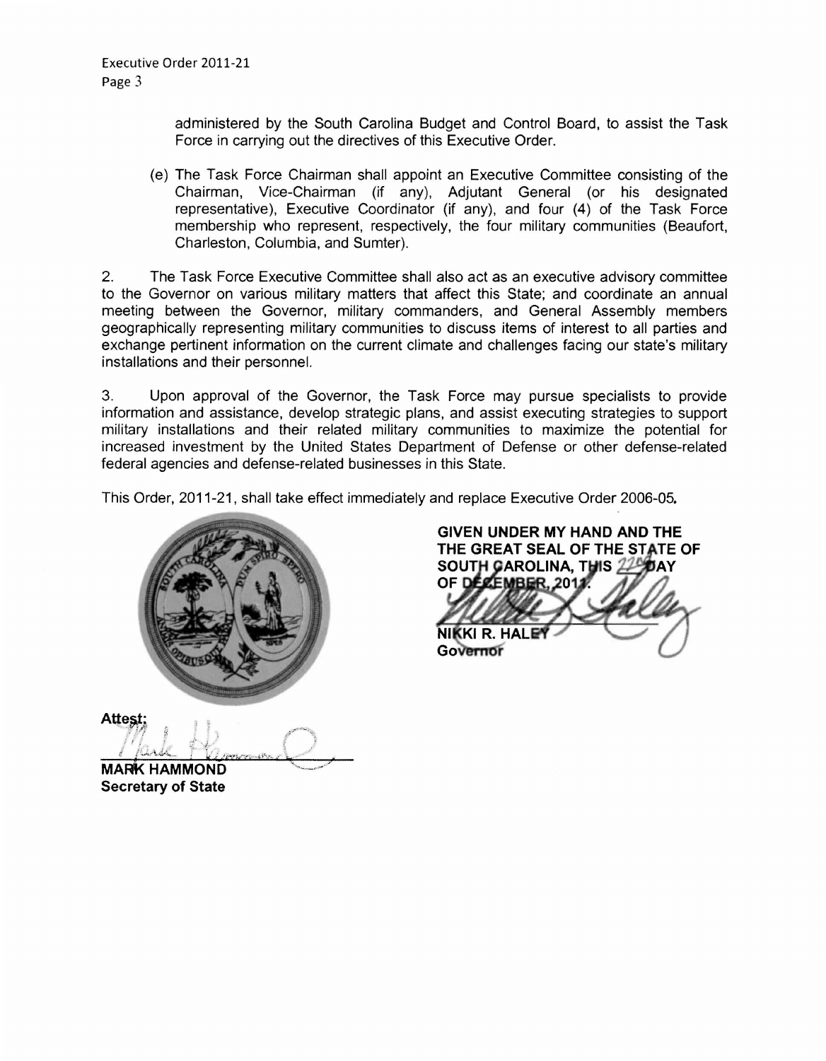administered by the South Carolina Budget and Control Board, to assist the Task Force in carrying out the directives of this Executive Order.

(e) The Task Force Chairman shall appoint an Executive Committee consisting of the Chairman, Vice-Chairman (if any), Adjutant General (or his designated representative), Executive Coordinator (if any), and four (4) of the Task Force membership who represent, respectively, the four military communities (Beaufort, Charleston, Columbia, and Sumter).

2. The Task Force Executive Committee shall also act as an executive advisory committee to the Governor on various military matters that affect this State; and coordinate an annual meeting between the Governor, military commanders, and General Assembly members geographically representing military communities to discuss items of interest to all parties and exchange pertinent information on the current climate and challenges facing our state's military installations and their personnel.

3. Upon approval of the Governor, the Task Force may pursue specialists to provide information and assistance, develop strategic plans, and assist executing strategies to support military installations and their related military communities to maximize the potential for increased investment by the United States Department of Defense or other defense-related federal agencies and defense-related businesses in this State.

This Order, 2011-21, shall take effect immediately and replace Executive Order 2006-05.

**GIVEN UNDER MY HAND AND THE THE GREAT SEAL OF THE STATE OF SOUTH CAROLINA, THIS 22nd DAY OF DECEMBER, 2011.**

**NIKKI R. HALEY**
**Governor**

**Attest:**

**MARK HAMMOND**
**Secretary of State**